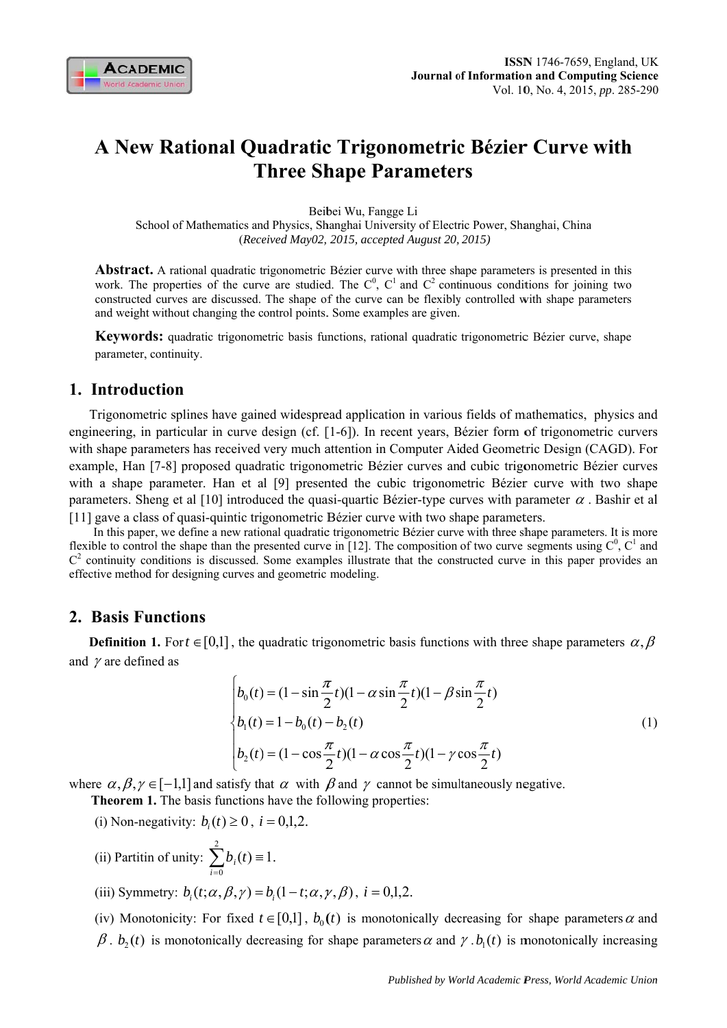# A New Rational Quadratic Trigonometric Bézier Curve with Three Shape Parameters

Beibei Wu, Fangge Li

School of Mathematics and Physics, Shanghai University of Electric Power, Shanghai, China

(*Received May02, 2015, accepted August 20, 2015)*

**Abstract.** A rational quadratic trigonometric Bézier curve with three shape parameters is presented in this work. The properties of the curve are studied. The $C^0$, $C^1$ and $C^2$ continuous conditions for joining two constructed curves are discussed. The shape of the curve can be flexibly controlled with shape parameters and weight without changing the control points. Some examples are given.

**Keywords:** quadratic trigonometric basis functions, rational quadratic trigonometric Bézier curve, shape parameter, continuity.

## 1. Introduction

Trigonometric splines have gained widespread application in various fields of mathematics, physics and engineering, in particular in curve design (cf. [1-6]). In recent years, Bézier form of trigonometric curvers with shape parameters has received very much attention in Computer Aided Geometric Design (CAGD). For example, Han [7-8] proposed quadratic trigonometric Bézier curves and cubic trigonometric Bézier curves with a shape parameter. Han et al [9] presented the cubic trigonometric Bézier curve with two shape parameters. Sheng et al [10] introduced the quasi-quartic Bézier-type curves with parameter $\alpha$. Bashir et al [11] gave a class of quasi-quintic trigonometric Bézier curve with two shape parameters.

In this paper, we define a new rational quadratic trigonometric Bézier curve with three shape parameters. It is more flexible to control the shape than the presented curve in [12]. The composition of two curve segments using $C^0$, $C^1$ and $C^2$ continuity conditions is discussed. Some examples illustrate that the constructed curve in this paper provides an effective method for designing curves and geometric modeling.

## 2. Basis Functions

**Definition 1.** For $t \in [0,1]$, the quadratic trigonometric basis functions with three shape parameters $\alpha, \beta$ and $\gamma$ are defined as

$$
\begin{cases}
b_0(t) = (1-\sin\frac{\pi}{2}t)(1-\alpha\sin\frac{\pi}{2}t)(1-\beta\sin\frac{\pi}{2}t) \\
b_1(t) = 1 - b_0(t) - b_2(t) \\
b_2(t) = (1-\cos\frac{\pi}{2}t)(1-\alpha\cos\frac{\pi}{2}t)(1-\gamma\cos\frac{\pi}{2}t)
\end{cases}
\tag{1}
$$

where $\alpha, \beta, \gamma \in [-1,1]$ and satisfy that $\alpha$ with $\beta$ and $\gamma$ cannot be simultaneously negative.

**Theorem 1.** The basis functions have the following properties:

(i) Non-negativity: $b_i(t) \geq 0$, $i = 0,1,2$.

(ii) Partitin of unity: $\sum_{i=0}^{2} b_i(t) \equiv 1$.

(iii) Symmetry: $b_i(t;\alpha,\beta,\gamma) = b_i(1-t;\alpha,\gamma,\beta)$, $i = 0,1,2$.

(iv) Monotonicity: For fixed $t \in [0,1]$, $b_0(t)$ is monotonically decreasing for shape parameters $\alpha$ and $\beta$. $b_2(t)$ is monotonically decreasing for shape parameters $\alpha$ and $\gamma$. $b_1(t)$ is monotonically increasing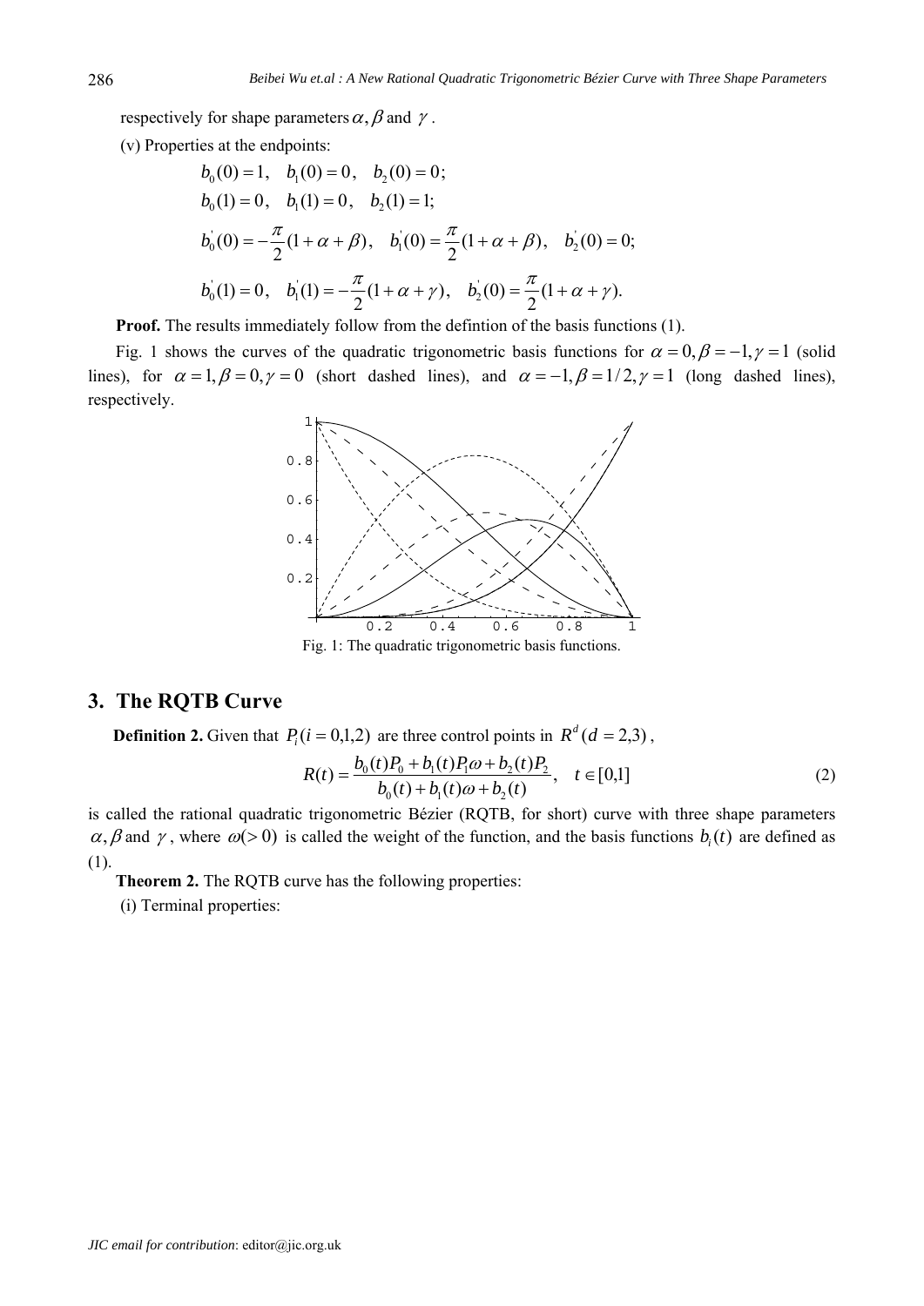respectively for shape parameters $\alpha, \beta$ and $\gamma$.

(v) Properties at the endpoints:

$$b_0(0) = 1, \quad b_1(0) = 0, \quad b_2(0) = 0;$$

$$b_0(1) = 0, \quad b_1(1) = 0, \quad b_2(1) = 1;$$

$$b_0^{'}(0) = -\frac{\pi}{2}(1+\alpha+\beta), \quad b_1^{'}(0) = \frac{\pi}{2}(1+\alpha+\beta), \quad b_2^{'}(0) = 0;$$

$$b_0^{'}(1) = 0, \quad b_1^{'}(1) = -\frac{\pi}{2}(1+\alpha+\gamma), \quad b_2^{'}(0) = \frac{\pi}{2}(1+\alpha+\gamma).$$

**Proof.** The results immediately follow from the defintion of the basis functions (1).

Fig. 1 shows the curves of the quadratic trigonometric basis functions for $\alpha = 0, \beta = -1, \gamma = 1$ (solid lines), for $\alpha = 1, \beta = 0, \gamma = 0$ (short dashed lines), and $\alpha = -1, \beta = 1/2, \gamma = 1$ (long dashed lines), respectively.

Fig. 1: The quadratic trigonometric basis functions.

## 3. The RQTB Curve

**Definition 2.** Given that $P_i (i = 0,1,2)$ are three control points in $R^d (d = 2,3)$,

$$R(t) = \frac{b_0(t)P_0 + b_1(t)P_1\omega + b_2(t)P_2}{b_0(t) + b_1(t)\omega + b_2(t)}, \quad t \in [0,1] \tag{2}$$

is called the rational quadratic trigonometric Bézier (RQTB, for short) curve with three shape parameters $\alpha, \beta$ and $\gamma$, where $\omega(>0)$ is called the weight of the function, and the basis functions $b_i(t)$ are defined as (1).

**Theorem 2.** The RQTB curve has the following properties:

(i) Terminal properties: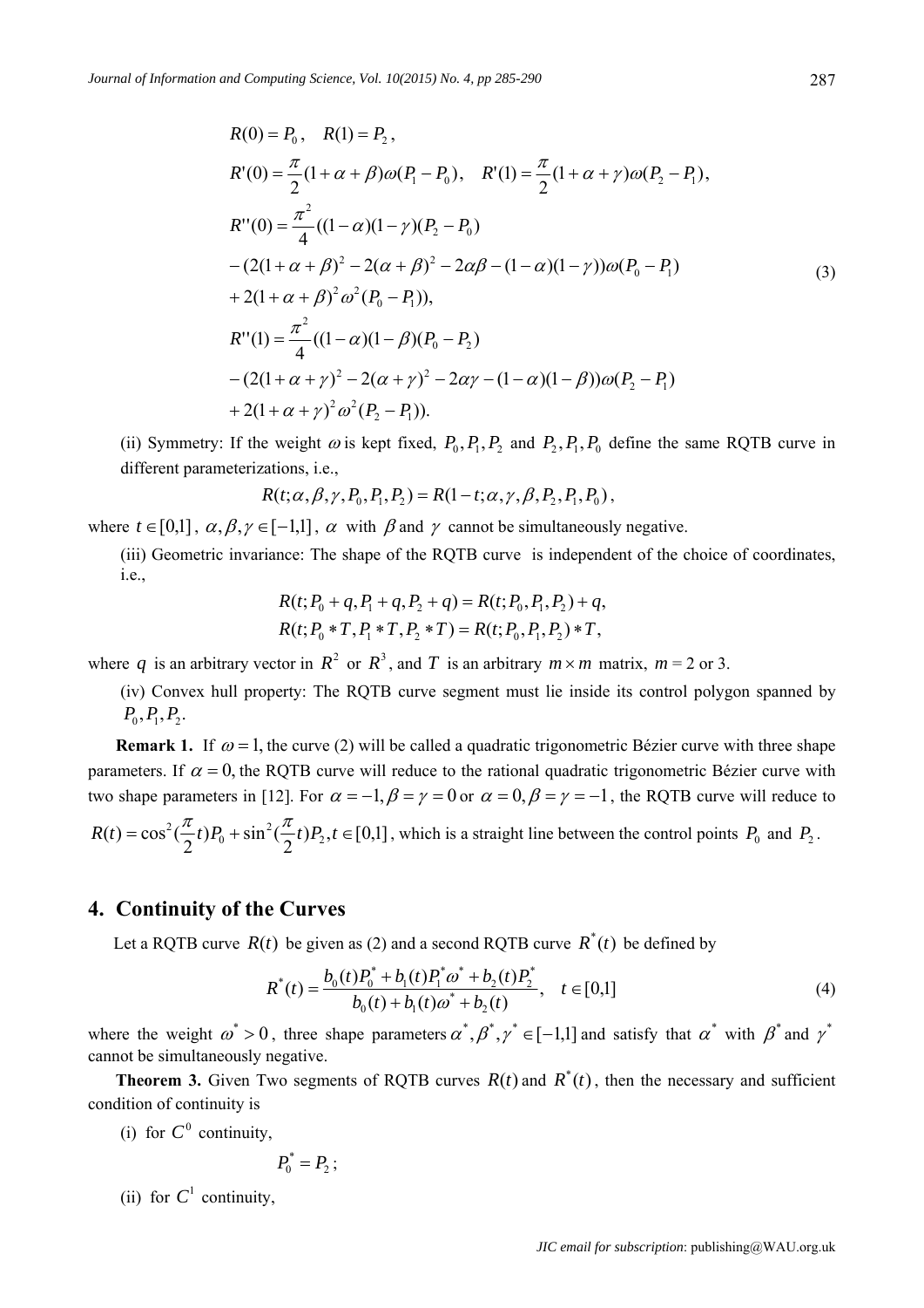$$
\begin{aligned}
&R(0) = P_0, \quad R(1) = P_2, \\
&R'(0) = \frac{\pi}{2}(1+\alpha+\beta)\omega(P_1 - P_0), \quad R'(1) = \frac{\pi}{2}(1+\alpha+\gamma)\omega(P_2 - P_1), \\
&R''(0) = \frac{\pi^2}{4}((1-\alpha)(1-\gamma)(P_2 - P_0) \\
&-(2(1+\alpha+\beta)^2 - 2(\alpha+\beta)^2 - 2\alpha\beta - (1-\alpha)(1-\gamma))\omega(P_0 - P_1) \\
&+2(1+\alpha+\beta)^2\omega^2(P_0 - P_1)), \\
&R''(1) = \frac{\pi^2}{4}((1-\alpha)(1-\beta)(P_0 - P_2) \\
&-(2(1+\alpha+\gamma)^2 - 2(\alpha+\gamma)^2 - 2\alpha\gamma - (1-\alpha)(1-\beta))\omega(P_2 - P_1) \\
&+2(1+\alpha+\gamma)^2\omega^2(P_2 - P_1)).
\end{aligned} \tag{3}
$$

(ii) Symmetry: If the weight $\omega$ is kept fixed, $P_0, P_1, P_2$ and $P_2, P_1, P_0$ define the same RQTB curve in different parameterizations, i.e.,

$$R(t;\alpha,\beta,\gamma,P_0,P_1,P_2) = R(1-t;\alpha,\gamma,\beta,P_2,P_1,P_0),$$

where $t \in [0,1]$, $\alpha,\beta,\gamma \in [-1,1]$, $\alpha$ with $\beta$ and $\gamma$ cannot be simultaneously negative.

(iii) Geometric invariance: The shape of the RQTB curve is independent of the choice of coordinates, i.e.,

$$R(t;P_0+q,P_1+q,P_2+q) = R(t;P_0,P_1,P_2)+q,$$
$$R(t;P_0 * T,P_1 * T,P_2 * T) = R(t;P_0,P_1,P_2) * T,$$

where $q$ is an arbitrary vector in $R^2$ or $R^3$, and $T$ is an arbitrary $m \times m$ matrix, $m = 2$ or 3.

(iv) Convex hull property: The RQTB curve segment must lie inside its control polygon spanned by $P_0, P_1, P_2$.

**Remark 1.** If $\omega = 1$, the curve (2) will be called a quadratic trigonometric Bézier curve with three shape parameters. If $\alpha = 0$, the RQTB curve will reduce to the rational quadratic trigonometric Bézier curve with two shape parameters in [12]. For $\alpha = -1, \beta = \gamma = 0$ or $\alpha = 0, \beta = \gamma = -1$, the RQTB curve will reduce to $R(t) = \cos^2(\frac{\pi}{2}t)P_0 + \sin^2(\frac{\pi}{2}t)P_2, t \in [0,1]$, which is a straight line between the control points $P_0$ and $P_2$.

## 4. Continuity of the Curves

Let a RQTB curve $R(t)$ be given as (2) and a second RQTB curve $R^*(t)$ be defined by

$$R^*(t) = \frac{b_0(t)P_0^* + b_1(t)P_1^*\omega^* + b_2(t)P_2^*}{b_0(t) + b_1(t)\omega^* + b_2(t)}, \quad t \in [0,1] \tag{4}$$

where the weight $\omega^* > 0$, three shape parameters $\alpha^*, \beta^*, \gamma^* \in [-1,1]$ and satisfy that $\alpha^*$ with $\beta^*$ and $\gamma^*$ cannot be simultaneously negative.

**Theorem 3.** Given Two segments of RQTB curves $R(t)$ and $R^*(t)$, then the necessary and sufficient condition of continuity is

(i) for $C^0$ continuity,

$$P_0^* = P_2;$$

(ii) for $C^1$ continuity,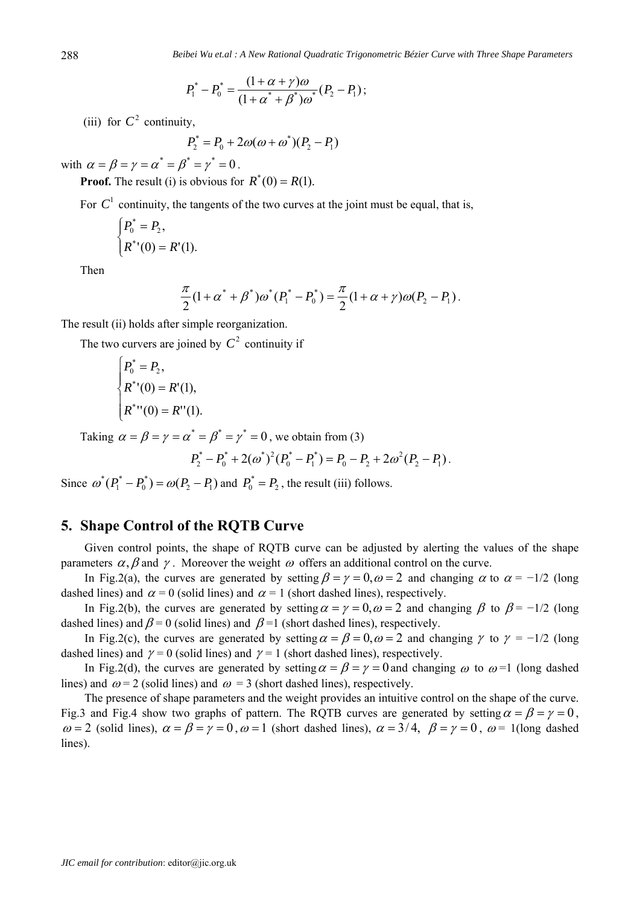$$P_1^* - P_0^* = \frac{(1+\alpha+\gamma)\omega}{(1+\alpha^*+\beta^*)\omega^*}(P_2 - P_1);$$

(iii) for $C^2$ continuity,

$$P_2^* = P_0 + 2\omega(\omega+\omega^*)(P_2 - P_1)$$

with $\alpha = \beta = \gamma = \alpha^* = \beta^* = \gamma^* = 0$.

**Proof.** The result (i) is obvious for $R^*(0) = R(1)$.

For $C^1$ continuity, the tangents of the two curves at the joint must be equal, that is,

$$\begin{cases} P_0^* = P_2, \\ R^{*}{}'(0) = R'(1). \end{cases}$$

Then

$$\frac{\pi}{2}(1+\alpha^*+\beta^*)\omega^*(P_1^* - P_0^*) = \frac{\pi}{2}(1+\alpha+\gamma)\omega(P_2 - P_1).$$

The result (ii) holds after simple reorganization.

The two curvers are joined by $C^2$ continuity if

$$\begin{cases} P_0^* = P_2, \\ R^{*}{}'(0) = R'(1), \\ R^{*}{}''(0) = R''(1). \end{cases}$$

Taking $\alpha = \beta = \gamma = \alpha^* = \beta^* = \gamma^* = 0$, we obtain from (3)

$$P_2^* - P_0^* + 2(\omega^*)^2(P_0^* - P_1^*) = P_0 - P_2 + 2\omega^2(P_2 - P_1).$$

Since $\omega^*(P_1^* - P_0^*) = \omega(P_2 - P_1)$ and $P_0^* = P_2$, the result (iii) follows.

## 5. Shape Control of the RQTB Curve

Given control points, the shape of RQTB curve can be adjusted by alerting the values of the shape parameters $\alpha, \beta$ and $\gamma$. Moreover the weight $\omega$ offers an additional control on the curve.

In Fig.2(a), the curves are generated by setting $\beta = \gamma = 0, \omega = 2$ and changing $\alpha$ to $\alpha = -1/2$ (long dashed lines) and $\alpha = 0$ (solid lines) and $\alpha = 1$ (short dashed lines), respectively.

In Fig.2(b), the curves are generated by setting $\alpha = \gamma = 0, \omega = 2$ and changing $\beta$ to $\beta = -1/2$ (long dashed lines) and $\beta = 0$ (solid lines) and $\beta = 1$ (short dashed lines), respectively.

In Fig.2(c), the curves are generated by setting $\alpha = \beta = 0, \omega = 2$ and changing $\gamma$ to $\gamma = -1/2$ (long dashed lines) and $\gamma = 0$ (solid lines) and $\gamma = 1$ (short dashed lines), respectively.

In Fig.2(d), the curves are generated by setting $\alpha = \beta = \gamma = 0$ and changing $\omega$ to $\omega = 1$ (long dashed lines) and $\omega = 2$ (solid lines) and $\omega = 3$ (short dashed lines), respectively.

The presence of shape parameters and the weight provides an intuitive control on the shape of the curve. Fig.3 and Fig.4 show two graphs of pattern. The RQTB curves are generated by setting $\alpha = \beta = \gamma = 0$, $\omega = 2$ (solid lines), $\alpha = \beta = \gamma = 0$, $\omega = 1$ (short dashed lines), $\alpha = 3/4$, $\beta = \gamma = 0$, $\omega = 1$ (long dashed lines).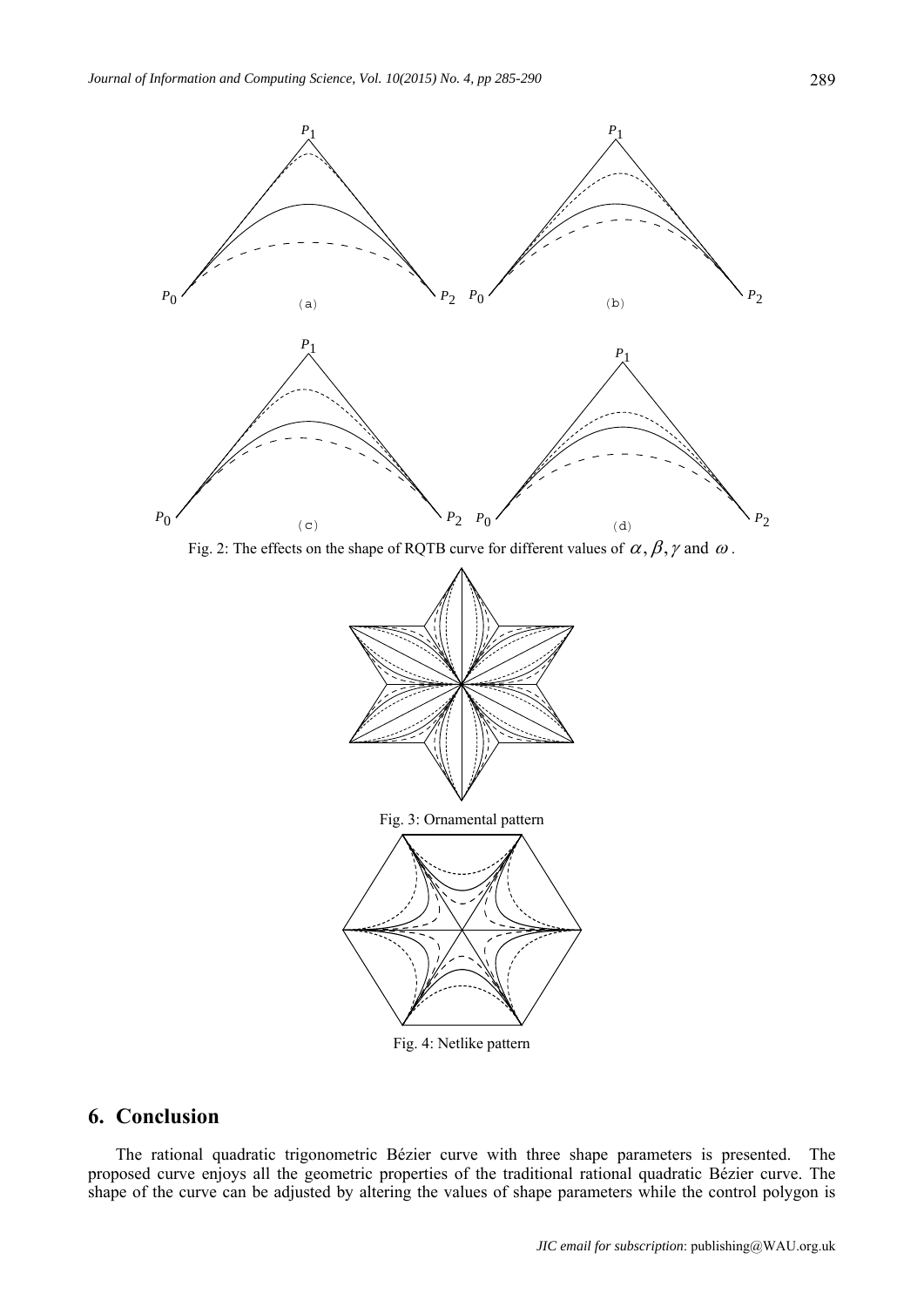$P_1$

$P_0$ (a) $P_2$

$P_1$

$P_0$ (b) $P_2$

$P_1$

$P_0$ (c) $P_2$

$P_1$

$P_0$ (d) $P_2$

Fig. 2: The effects on the shape of RQTB curve for different values of $\alpha, \beta, \gamma$ and $\omega$.

Fig. 3: Ornamental pattern

Fig. 4: Netlike pattern

## 6. Conclusion

The rational quadratic trigonometric Bézier curve with three shape parameters is presented. The proposed curve enjoys all the geometric properties of the traditional rational quadratic Bézier curve. The shape of the curve can be adjusted by altering the values of shape parameters while the control polygon is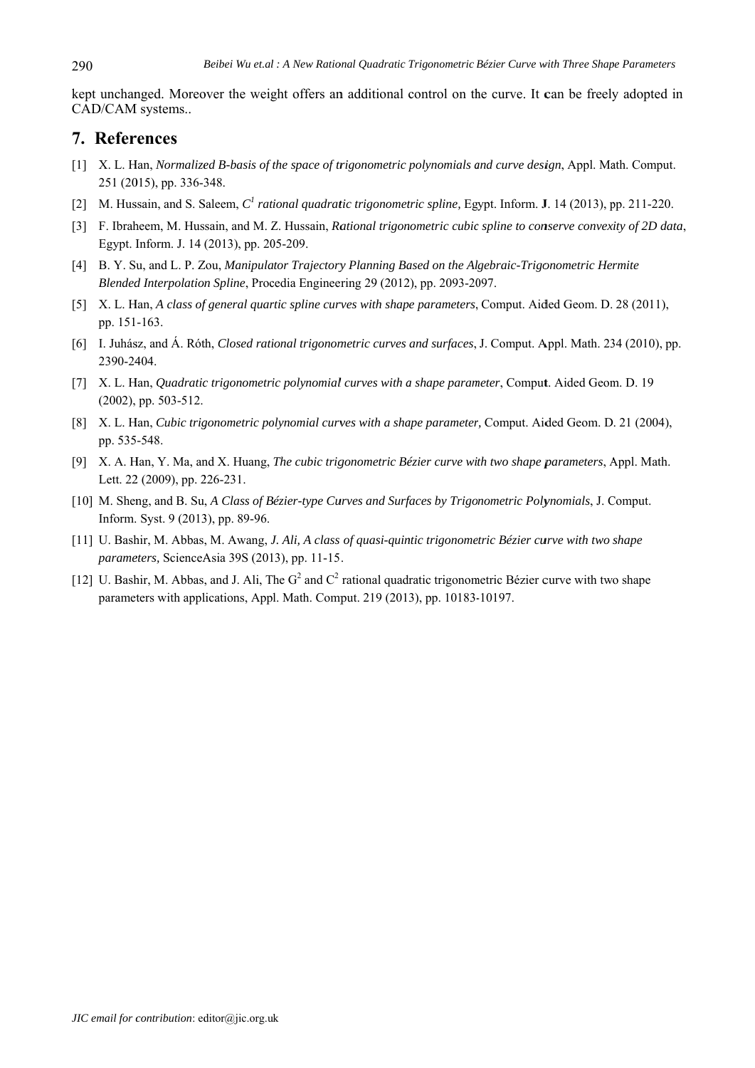kept unchanged. Moreover the weight offers an additional control on the curve. It can be freely adopted in CAD/CAM systems..

## 7. References

[1] X. L. Han, *Normalized B-basis of the space of trigonometric polynomials and curve design*, Appl. Math. Comput. 251 (2015), pp. 336-348.

[2] M. Hussain, and S. Saleem, *$C^1$ rational quadratic trigonometric spline,* Egypt. Inform. J. 14 (2013), pp. 211-220.

[3] F. Ibraheem, M. Hussain, and M. Z. Hussain, *Rational trigonometric cubic spline to conserve convexity of 2D data*, Egypt. Inform. J. 14 (2013), pp. 205-209.

[4] B. Y. Su, and L. P. Zou, *Manipulator Trajectory Planning Based on the Algebraic-Trigonometric Hermite Blended Interpolation Spline*, Procedia Engineering 29 (2012), pp. 2093-2097.

[5] X. L. Han, *A class of general quartic spline curves with shape parameters*, Comput. Aided Geom. D. 28 (2011), pp. 151-163.

[6] I. Juhász, and Á. Róth, *Closed rational trigonometric curves and surfaces*, J. Comput. Appl. Math. 234 (2010), pp. 2390-2404.

[7] X. L. Han, *Quadratic trigonometric polynomial curves with a shape parameter*, Comput. Aided Geom. D. 19 (2002), pp. 503-512.

[8] X. L. Han, *Cubic trigonometric polynomial curves with a shape parameter,* Comput. Aided Geom. D. 21 (2004), pp. 535-548.

[9] X. A. Han, Y. Ma, and X. Huang, *The cubic trigonometric Bézier curve with two shape parameters*, Appl. Math. Lett. 22 (2009), pp. 226-231.

[10] M. Sheng, and B. Su, *A Class of Bézier-type Curves and Surfaces by Trigonometric Polynomials*, J. Comput. Inform. Syst. 9 (2013), pp. 89-96.

[11] U. Bashir, M. Abbas, M. Awang, *J. Ali, A class of quasi-quintic trigonometric Bézier curve with two shape parameters,* ScienceAsia 39S (2013), pp. 11-15.

[12] U. Bashir, M. Abbas, and J. Ali, The $G^2$ and $C^2$ rational quadratic trigonometric Bézier curve with two shape parameters with applications, Appl. Math. Comput. 219 (2013), pp. 10183-10197.